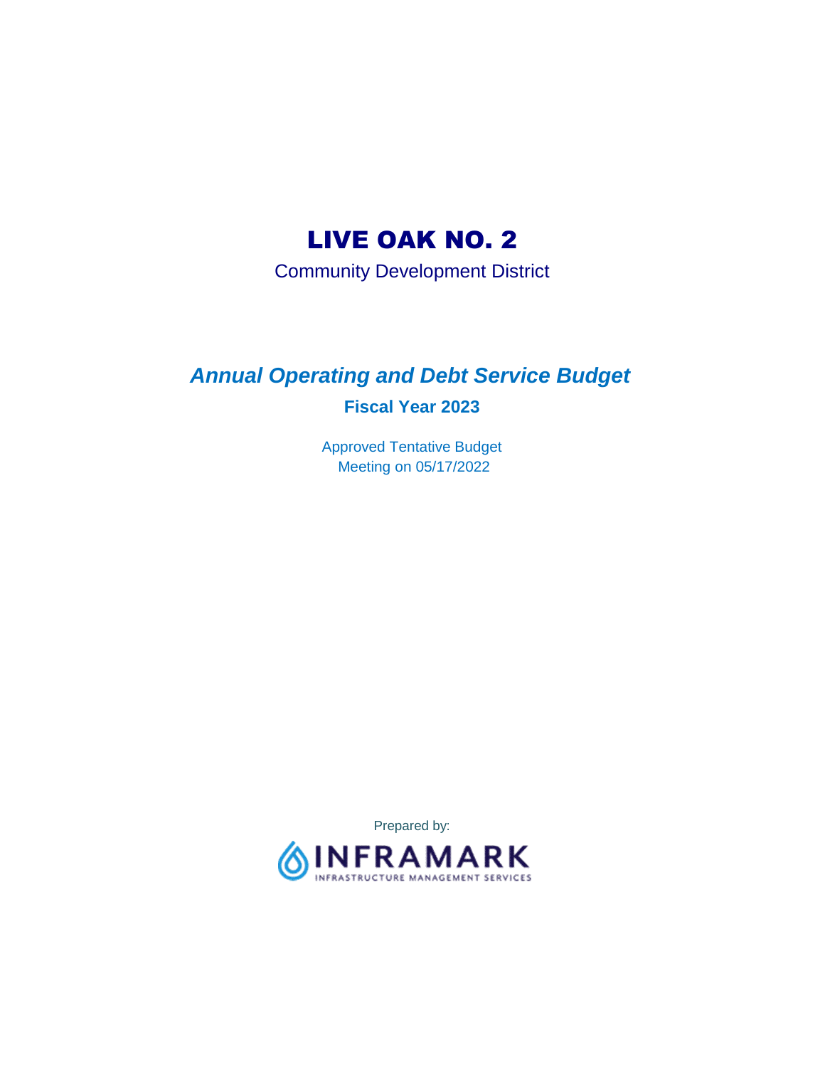# LIVE OAK NO. 2

Community Development District

## *Annual Operating and Debt Service Budget*

### Fiscal Year 2023

Approved Tentative Budget
Meeting on 05/17/2022

Prepared by:

INFRAMARK
INFRASTRUCTURE MANAGEMENT SERVICES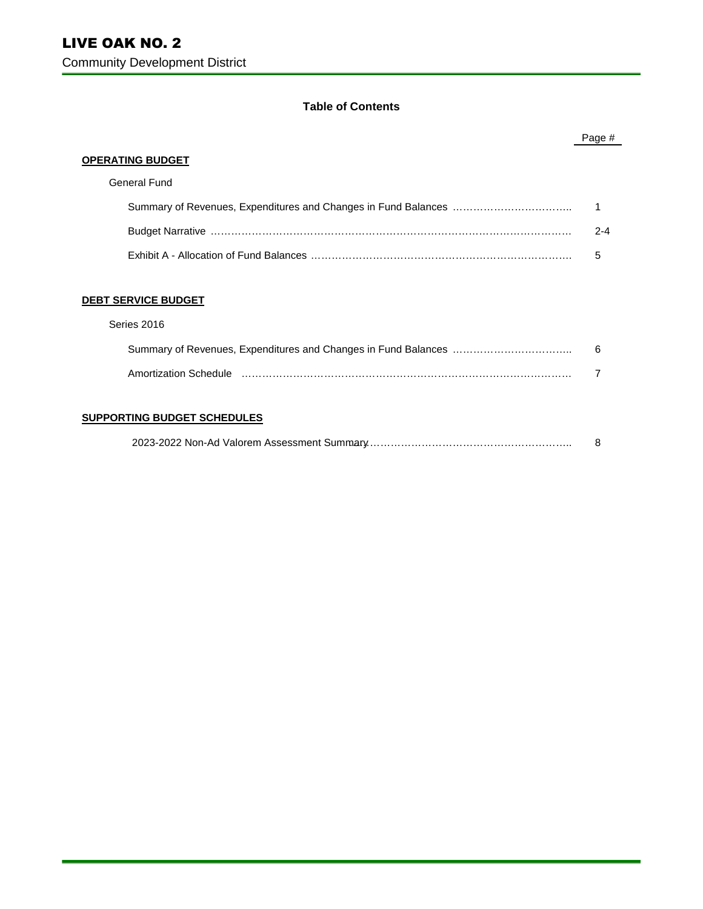# LIVE OAK NO. 2

Community Development District

## Table of Contents

| | Page # |
|---|---|
| **OPERATING BUDGET** | |
| General Fund | |
| Summary of Revenues, Expenditures and Changes in Fund Balances | 1 |
| Budget Narrative | 2-4 |
| Exhibit A - Allocation of Fund Balances | 5 |
| **DEBT SERVICE BUDGET** | |
| Series 2016 | |
| Summary of Revenues, Expenditures and Changes in Fund Balances | 6 |
| Amortization Schedule | 7 |
| **SUPPORTING BUDGET SCHEDULES** | |
| 2023-2022 Non-Ad Valorem Assessment Summary | 8 |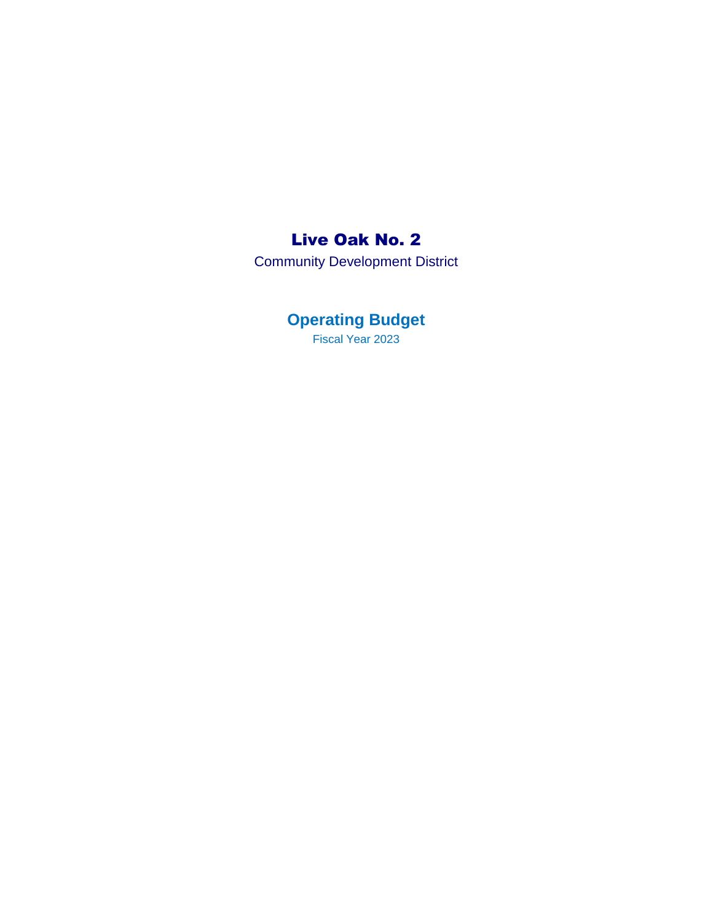# Live Oak No. 2

Community Development District

## Operating Budget

Fiscal Year 2023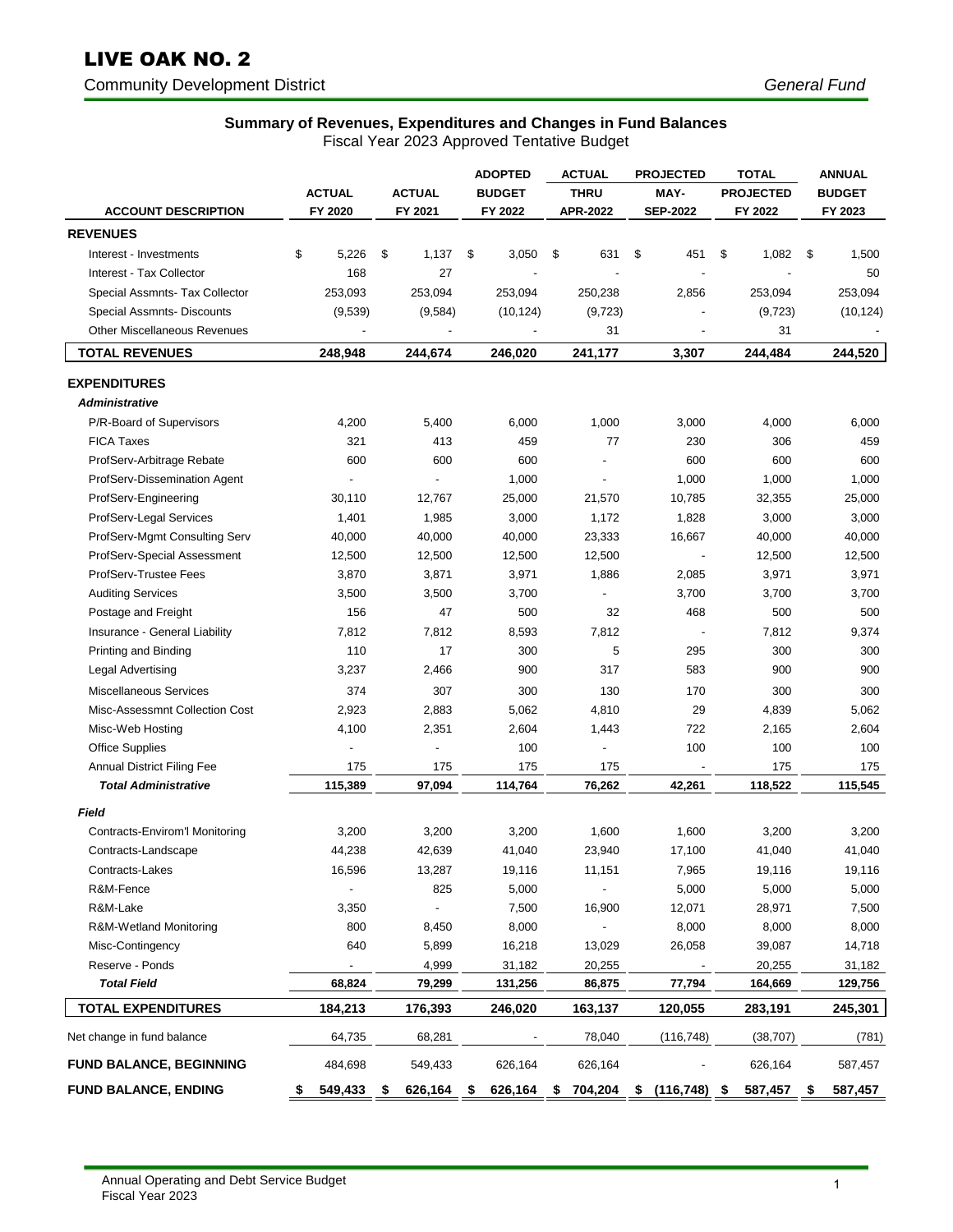# LIVE OAK NO. 2

Community Development District *General Fund*

## Summary of Revenues, Expenditures and Changes in Fund Balances

Fiscal Year 2023 Approved Tentative Budget

| ACCOUNT DESCRIPTION | ACTUAL FY 2020 | ACTUAL FY 2021 | ADOPTED BUDGET FY 2022 | ACTUAL THRU APR-2022 | PROJECTED MAY-SEP-2022 | TOTAL PROJECTED FY 2022 | ANNUAL BUDGET FY 2023 |
|---|---|---|---|---|---|---|---|
| **REVENUES** | | | | | | | |
| Interest - Investments | $ 5,226 | $ 1,137 | $ 3,050 | $ 631 | $ 451 | $ 1,082 | $ 1,500 |
| Interest - Tax Collector | 168 | 27 | - | - | - | - | 50 |
| Special Assmnts- Tax Collector | 253,093 | 253,094 | 253,094 | 250,238 | 2,856 | 253,094 | 253,094 |
| Special Assmnts- Discounts | (9,539) | (9,584) | (10,124) | (9,723) | - | (9,723) | (10,124) |
| Other Miscellaneous Revenues | - | - | - | 31 | - | 31 | - |
| **TOTAL REVENUES** | **248,948** | **244,674** | **246,020** | **241,177** | **3,307** | **244,484** | **244,520** |
| **EXPENDITURES** | | | | | | | |
| ***Administrative*** | | | | | | | |
| P/R-Board of Supervisors | 4,200 | 5,400 | 6,000 | 1,000 | 3,000 | 4,000 | 6,000 |
| FICA Taxes | 321 | 413 | 459 | 77 | 230 | 306 | 459 |
| ProfServ-Arbitrage Rebate | 600 | 600 | 600 | - | 600 | 600 | 600 |
| ProfServ-Dissemination Agent | - | - | 1,000 | - | 1,000 | 1,000 | 1,000 |
| ProfServ-Engineering | 30,110 | 12,767 | 25,000 | 21,570 | 10,785 | 32,355 | 25,000 |
| ProfServ-Legal Services | 1,401 | 1,985 | 3,000 | 1,172 | 1,828 | 3,000 | 3,000 |
| ProfServ-Mgmt Consulting Serv | 40,000 | 40,000 | 40,000 | 23,333 | 16,667 | 40,000 | 40,000 |
| ProfServ-Special Assessment | 12,500 | 12,500 | 12,500 | 12,500 | - | 12,500 | 12,500 |
| ProfServ-Trustee Fees | 3,870 | 3,871 | 3,971 | 1,886 | 2,085 | 3,971 | 3,971 |
| Auditing Services | 3,500 | 3,500 | 3,700 | - | 3,700 | 3,700 | 3,700 |
| Postage and Freight | 156 | 47 | 500 | 32 | 468 | 500 | 500 |
| Insurance - General Liability | 7,812 | 7,812 | 8,593 | 7,812 | - | 7,812 | 9,374 |
| Printing and Binding | 110 | 17 | 300 | 5 | 295 | 300 | 300 |
| Legal Advertising | 3,237 | 2,466 | 900 | 317 | 583 | 900 | 900 |
| Miscellaneous Services | 374 | 307 | 300 | 130 | 170 | 300 | 300 |
| Misc-Assessmnt Collection Cost | 2,923 | 2,883 | 5,062 | 4,810 | 29 | 4,839 | 5,062 |
| Misc-Web Hosting | 4,100 | 2,351 | 2,604 | 1,443 | 722 | 2,165 | 2,604 |
| Office Supplies | - | - | 100 | - | 100 | 100 | 100 |
| Annual District Filing Fee | 175 | 175 | 175 | 175 | - | 175 | 175 |
| ***Total Administrative*** | **115,389** | **97,094** | **114,764** | **76,262** | **42,261** | **118,522** | **115,545** |
| ***Field*** | | | | | | | |
| Contracts-Envirom'l Monitoring | 3,200 | 3,200 | 3,200 | 1,600 | 1,600 | 3,200 | 3,200 |
| Contracts-Landscape | 44,238 | 42,639 | 41,040 | 23,940 | 17,100 | 41,040 | 41,040 |
| Contracts-Lakes | 16,596 | 13,287 | 19,116 | 11,151 | 7,965 | 19,116 | 19,116 |
| R&M-Fence | - | 825 | 5,000 | - | 5,000 | 5,000 | 5,000 |
| R&M-Lake | 3,350 | - | 7,500 | 16,900 | 12,071 | 28,971 | 7,500 |
| R&M-Wetland Monitoring | 800 | 8,450 | 8,000 | - | 8,000 | 8,000 | 8,000 |
| Misc-Contingency | 640 | 5,899 | 16,218 | 13,029 | 26,058 | 39,087 | 14,718 |
| Reserve - Ponds | - | 4,999 | 31,182 | 20,255 | - | 20,255 | 31,182 |
| ***Total Field*** | **68,824** | **79,299** | **131,256** | **86,875** | **77,794** | **164,669** | **129,756** |
| **TOTAL EXPENDITURES** | **184,213** | **176,393** | **246,020** | **163,137** | **120,055** | **283,191** | **245,301** |
| Net change in fund balance | 64,735 | 68,281 | - | 78,040 | (116,748) | (38,707) | (781) |
| **FUND BALANCE, BEGINNING** | 484,698 | 549,433 | 626,164 | 626,164 | - | 626,164 | 587,457 |
| **FUND BALANCE, ENDING** | **$ 549,433** | **$ 626,164** | **$ 626,164** | **$ 704,204** | **$ (116,748)** | **$ 587,457** | **$ 587,457** |

Annual Operating and Debt Service Budget
Fiscal Year 2023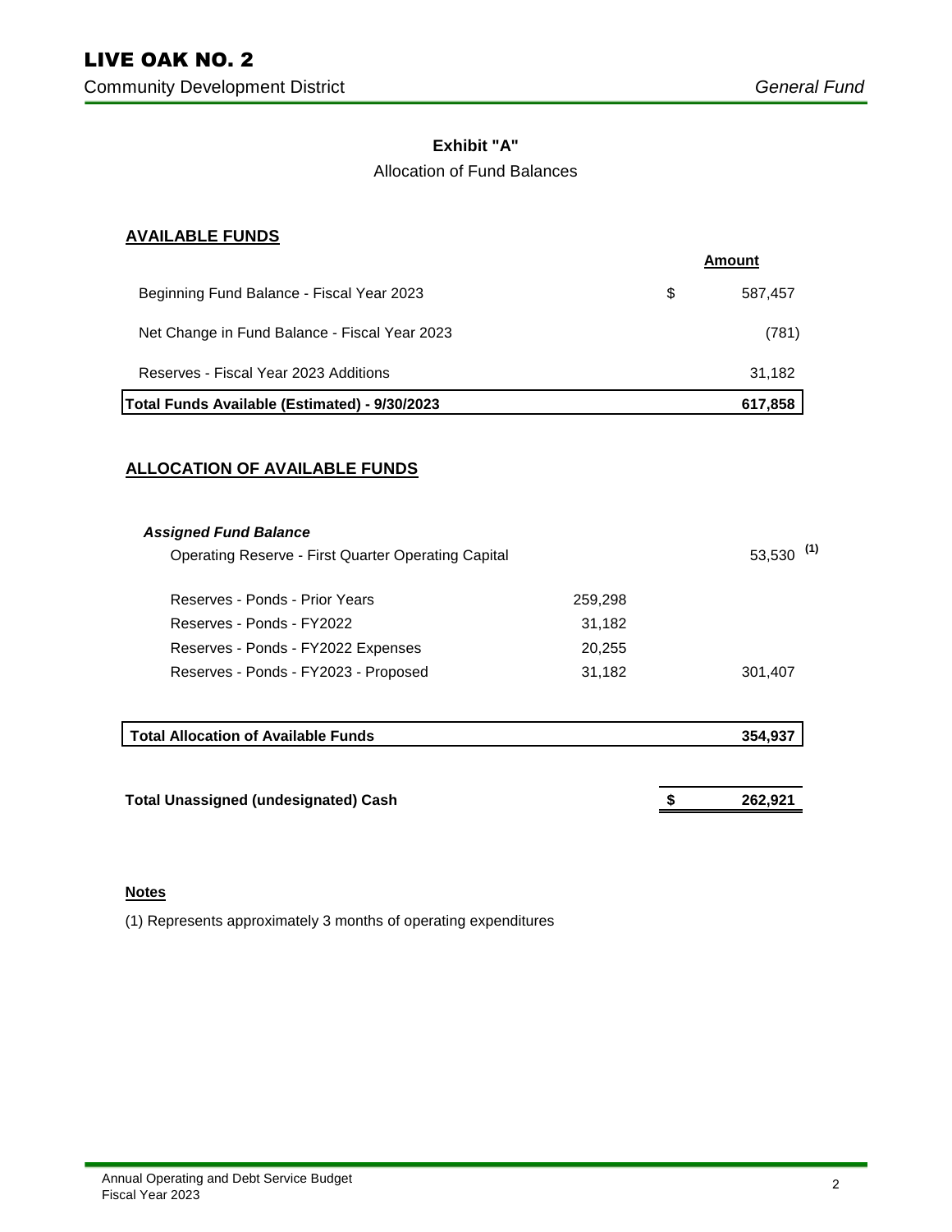# LIVE OAK NO. 2

Community Development District

*General Fund*

**Exhibit "A"**

Allocation of Fund Balances

## AVAILABLE FUNDS

| | | | Amount |
|---|---|---|---|
| Beginning Fund Balance - Fiscal Year 2023 | | $ | 587,457 |
| Net Change in Fund Balance - Fiscal Year 2023 | | | (781) |
| Reserves - Fiscal Year 2023 Additions | | | 31,182 |
| **Total Funds Available (Estimated) - 9/30/2023** | | | **617,858** |

## ALLOCATION OF AVAILABLE FUNDS

| | | | |
|---|---|---|---|
| ***Assigned Fund Balance*** | | | |
| Operating Reserve - First Quarter Operating Capital | | | 53,530 (1) |
| Reserves - Ponds - Prior Years | 259,298 | | |
| Reserves - Ponds - FY2022 | 31,182 | | |
| Reserves - Ponds - FY2022 Expenses | 20,255 | | |
| Reserves - Ponds - FY2023 - Proposed | 31,182 | | 301,407 |
| **Total Allocation of Available Funds** | | | **354,937** |
| **Total Unassigned (undesignated) Cash** | | **$** | **262,921** |

**Notes**

(1) Represents approximately 3 months of operating expenditures

Annual Operating and Debt Service Budget
Fiscal Year 2023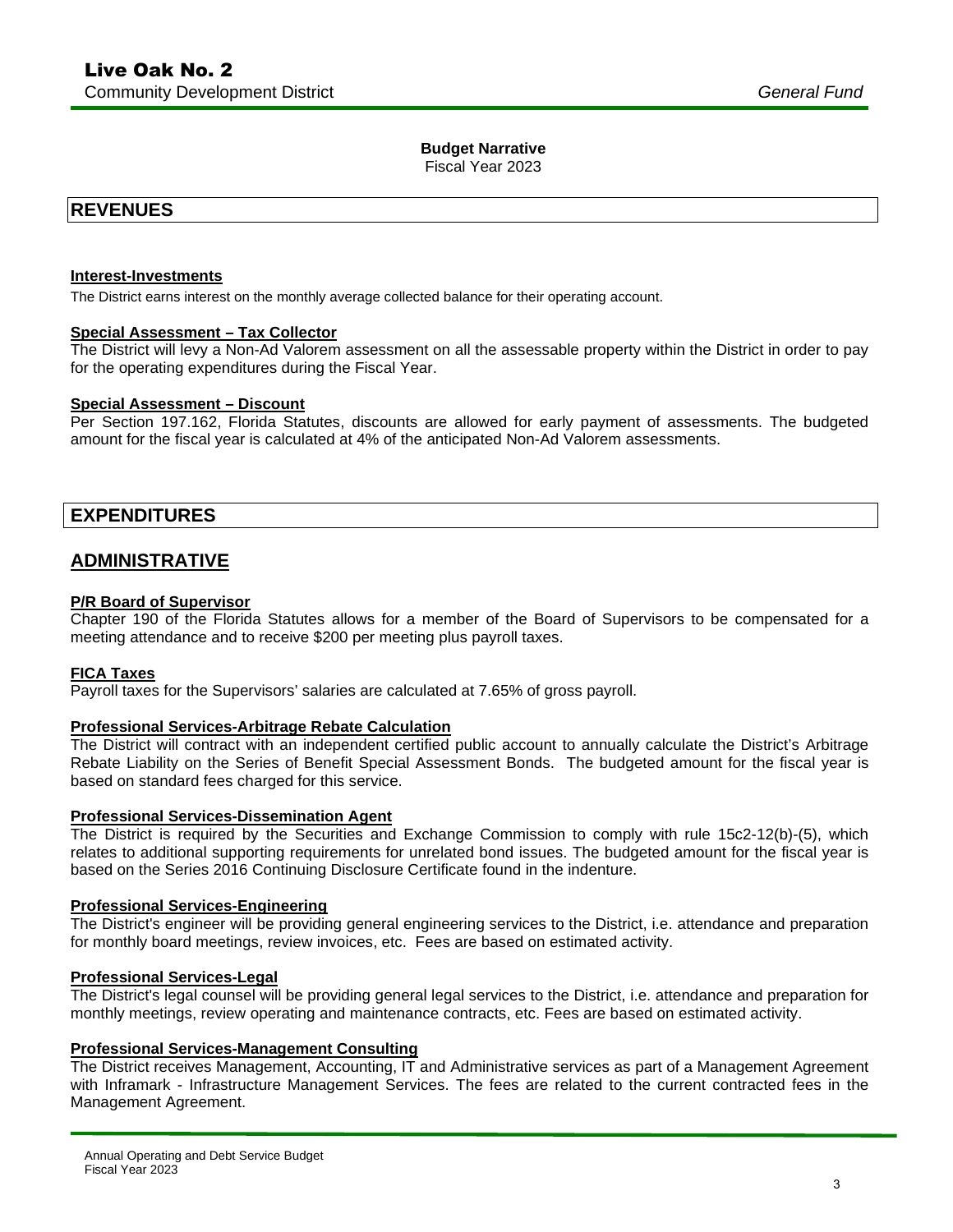**Live Oak No. 2**
Community Development District *General Fund*

**Budget Narrative**
Fiscal Year 2023

## REVENUES

**Interest-Investments**

The District earns interest on the monthly average collected balance for their operating account.

**Special Assessment – Tax Collector**

The District will levy a Non-Ad Valorem assessment on all the assessable property within the District in order to pay for the operating expenditures during the Fiscal Year.

**Special Assessment – Discount**

Per Section 197.162, Florida Statutes, discounts are allowed for early payment of assessments. The budgeted amount for the fiscal year is calculated at 4% of the anticipated Non-Ad Valorem assessments.

## EXPENDITURES

## ADMINISTRATIVE

**P/R Board of Supervisor**

Chapter 190 of the Florida Statutes allows for a member of the Board of Supervisors to be compensated for a meeting attendance and to receive $200 per meeting plus payroll taxes.

**FICA Taxes**

Payroll taxes for the Supervisors' salaries are calculated at 7.65% of gross payroll.

**Professional Services-Arbitrage Rebate Calculation**

The District will contract with an independent certified public account to annually calculate the District's Arbitrage Rebate Liability on the Series of Benefit Special Assessment Bonds. The budgeted amount for the fiscal year is based on standard fees charged for this service.

**Professional Services-Dissemination Agent**

The District is required by the Securities and Exchange Commission to comply with rule 15c2-12(b)-(5), which relates to additional supporting requirements for unrelated bond issues. The budgeted amount for the fiscal year is based on the Series 2016 Continuing Disclosure Certificate found in the indenture.

**Professional Services-Engineering**

The District's engineer will be providing general engineering services to the District, i.e. attendance and preparation for monthly board meetings, review invoices, etc. Fees are based on estimated activity.

**Professional Services-Legal**

The District's legal counsel will be providing general legal services to the District, i.e. attendance and preparation for monthly meetings, review operating and maintenance contracts, etc. Fees are based on estimated activity.

**Professional Services-Management Consulting**

The District receives Management, Accounting, IT and Administrative services as part of a Management Agreement with Inframark - Infrastructure Management Services. The fees are related to the current contracted fees in the Management Agreement.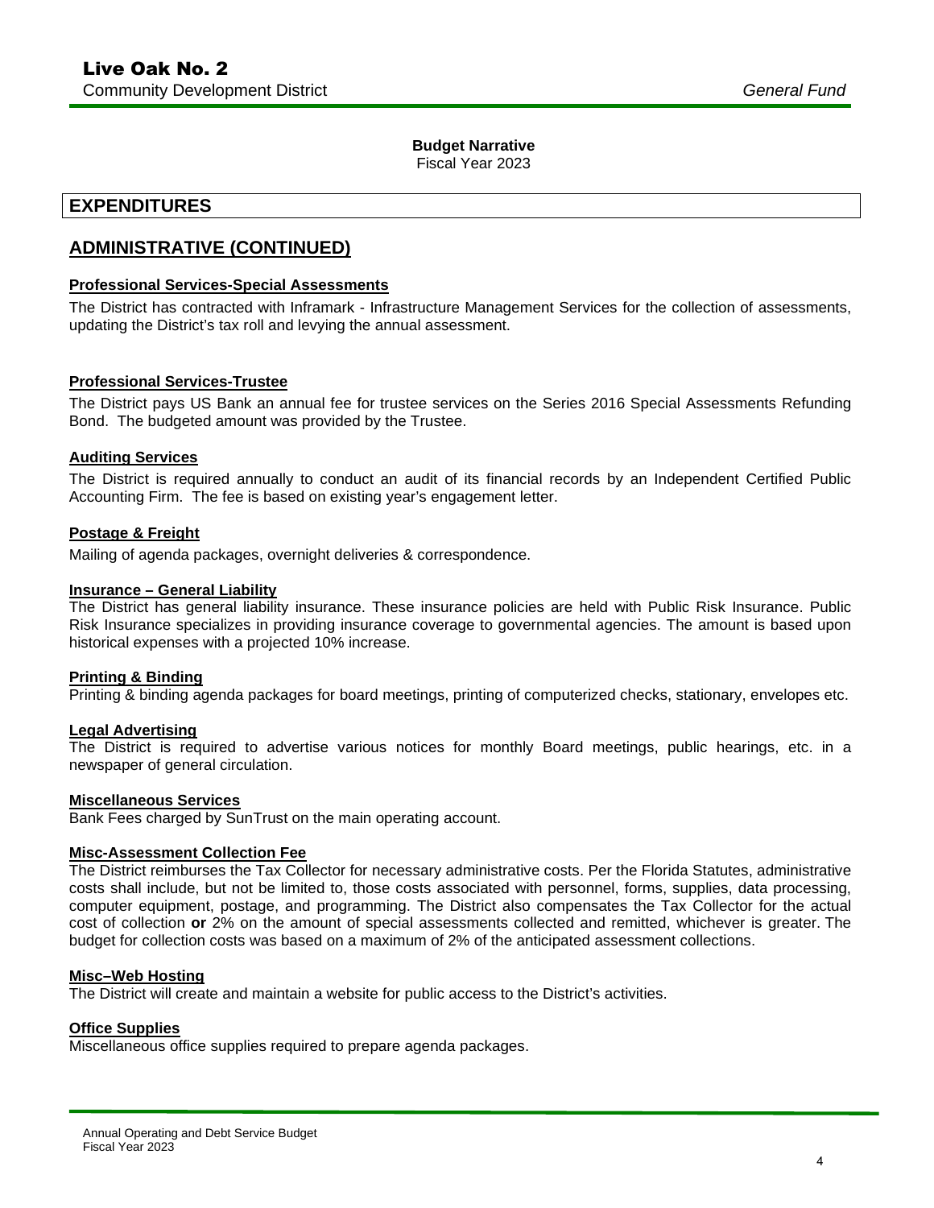**Budget Narrative**
Fiscal Year 2023

## EXPENDITURES

## ADMINISTRATIVE (CONTINUED)

**Professional Services-Special Assessments**

The District has contracted with Inframark - Infrastructure Management Services for the collection of assessments, updating the District's tax roll and levying the annual assessment.

**Professional Services-Trustee**

The District pays US Bank an annual fee for trustee services on the Series 2016 Special Assessments Refunding Bond. The budgeted amount was provided by the Trustee.

**Auditing Services**

The District is required annually to conduct an audit of its financial records by an Independent Certified Public Accounting Firm. The fee is based on existing year's engagement letter.

**Postage & Freight**

Mailing of agenda packages, overnight deliveries & correspondence.

**Insurance – General Liability**

The District has general liability insurance. These insurance policies are held with Public Risk Insurance. Public Risk Insurance specializes in providing insurance coverage to governmental agencies. The amount is based upon historical expenses with a projected 10% increase.

**Printing & Binding**

Printing & binding agenda packages for board meetings, printing of computerized checks, stationary, envelopes etc.

**Legal Advertising**

The District is required to advertise various notices for monthly Board meetings, public hearings, etc. in a newspaper of general circulation.

**Miscellaneous Services**

Bank Fees charged by SunTrust on the main operating account.

**Misc-Assessment Collection Fee**

The District reimburses the Tax Collector for necessary administrative costs. Per the Florida Statutes, administrative costs shall include, but not be limited to, those costs associated with personnel, forms, supplies, data processing, computer equipment, postage, and programming. The District also compensates the Tax Collector for the actual cost of collection **or** 2% on the amount of special assessments collected and remitted, whichever is greater. The budget for collection costs was based on a maximum of 2% of the anticipated assessment collections.

**Misc–Web Hosting**

The District will create and maintain a website for public access to the District's activities.

**Office Supplies**

Miscellaneous office supplies required to prepare agenda packages.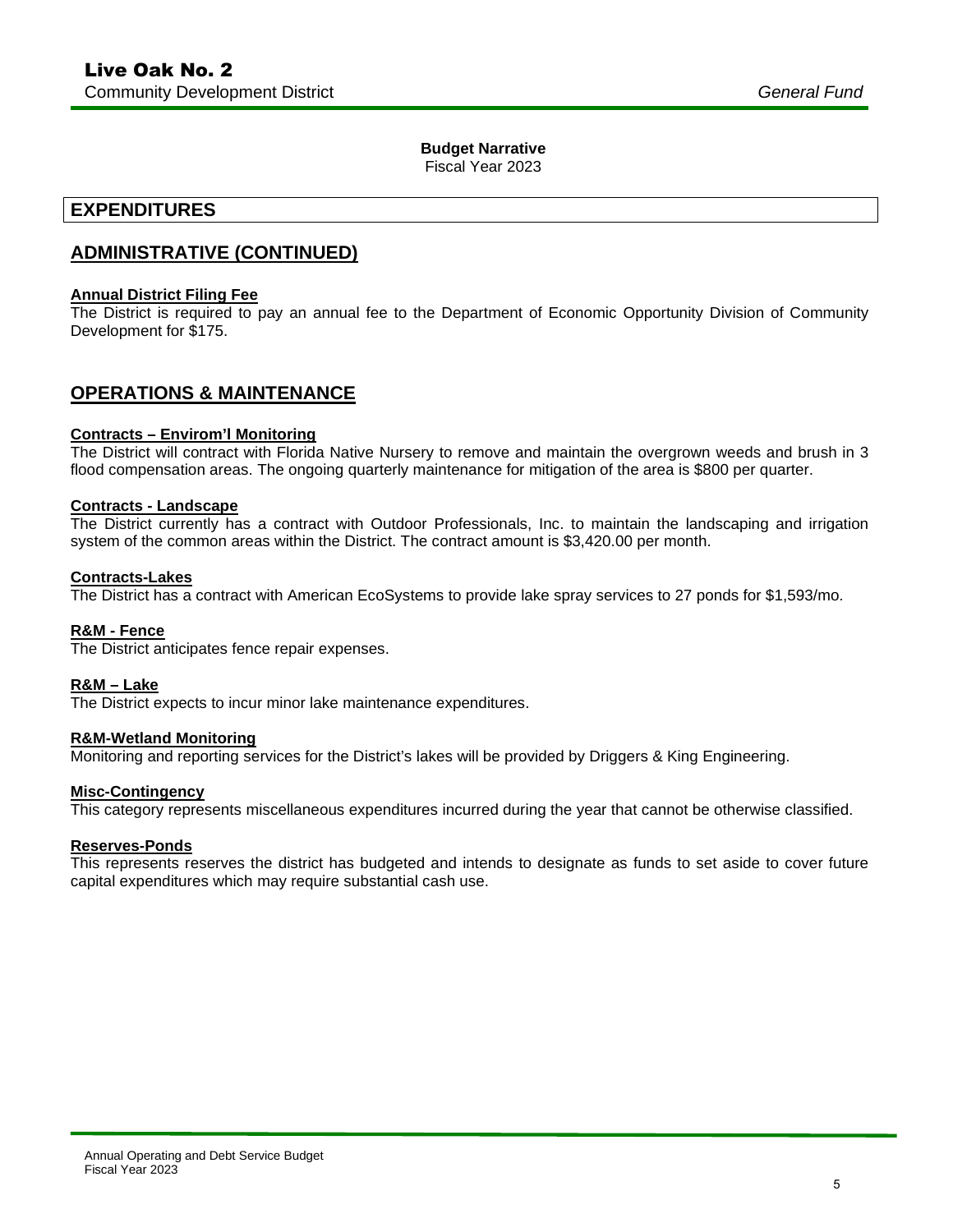**Budget Narrative**

Fiscal Year 2023

## EXPENDITURES

## ADMINISTRATIVE (CONTINUED)

**Annual District Filing Fee**

The District is required to pay an annual fee to the Department of Economic Opportunity Division of Community Development for $175.

## OPERATIONS & MAINTENANCE

**Contracts – Envirom'l Monitoring**

The District will contract with Florida Native Nursery to remove and maintain the overgrown weeds and brush in 3 flood compensation areas. The ongoing quarterly maintenance for mitigation of the area is $800 per quarter.

**Contracts - Landscape**

The District currently has a contract with Outdoor Professionals, Inc. to maintain the landscaping and irrigation system of the common areas within the District. The contract amount is $3,420.00 per month.

**Contracts-Lakes**

The District has a contract with American EcoSystems to provide lake spray services to 27 ponds for $1,593/mo.

**R&M - Fence**

The District anticipates fence repair expenses.

**R&M – Lake**

The District expects to incur minor lake maintenance expenditures.

**R&M-Wetland Monitoring**

Monitoring and reporting services for the District's lakes will be provided by Driggers & King Engineering.

**Misc-Contingency**

This category represents miscellaneous expenditures incurred during the year that cannot be otherwise classified.

**Reserves-Ponds**

This represents reserves the district has budgeted and intends to designate as funds to set aside to cover future capital expenditures which may require substantial cash use.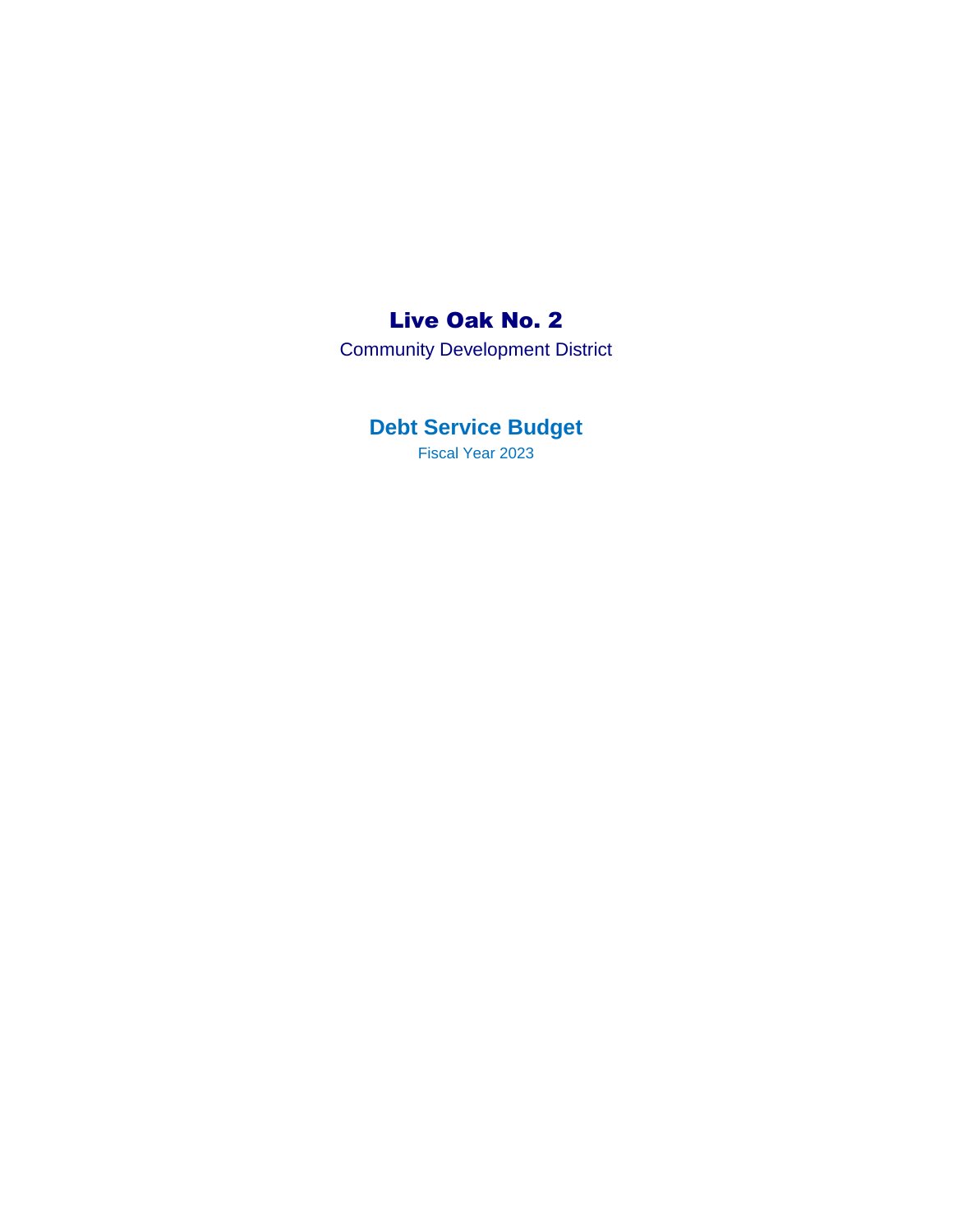# Live Oak No. 2

Community Development District

## Debt Service Budget

Fiscal Year 2023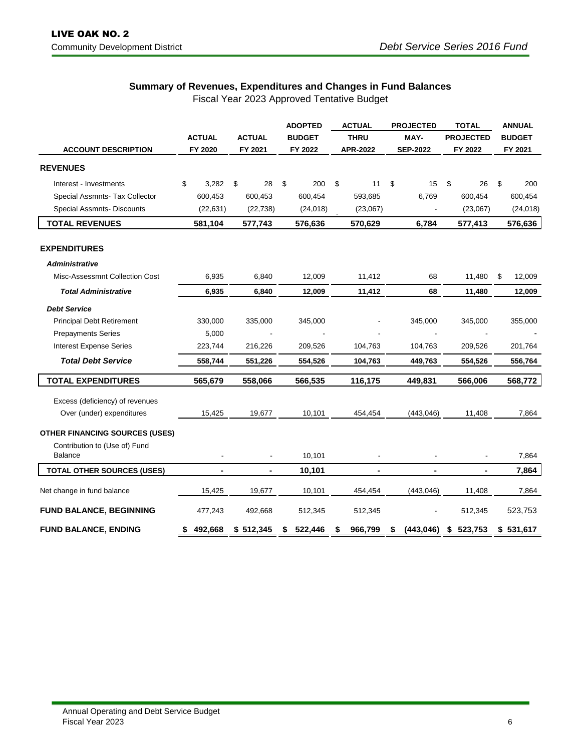**LIVE OAK NO. 2**
Community Development District

*Debt Service Series 2016 Fund*

## Summary of Revenues, Expenditures and Changes in Fund Balances

Fiscal Year 2023 Approved Tentative Budget

| ACCOUNT DESCRIPTION | ACTUAL FY 2020 | ACTUAL FY 2021 | ADOPTED BUDGET FY 2022 | ACTUAL THRU APR-2022 | PROJECTED MAY-SEP-2022 | TOTAL PROJECTED FY 2022 | ANNUAL BUDGET FY 2021 |
|---|---|---|---|---|---|---|---|
| **REVENUES** | | | | | | | |
| Interest - Investments | $ 3,282 | $ 28 | $ 200 | $ 11 | $ 15 | $ 26 | $ 200 |
| Special Assmnts- Tax Collector | 600,453 | 600,453 | 600,454 | 593,685 | 6,769 | 600,454 | 600,454 |
| Special Assmnts- Discounts | (22,631) | (22,738) | (24,018) | (23,067) | - | (23,067) | (24,018) |
| **TOTAL REVENUES** | **581,104** | **577,743** | **576,636** | **570,629** | **6,784** | **577,413** | **576,636** |
| **EXPENDITURES** | | | | | | | |
| ***Administrative*** | | | | | | | |
| Misc-Assessmnt Collection Cost | 6,935 | 6,840 | 12,009 | 11,412 | 68 | 11,480 | $ 12,009 |
| ***Total Administrative*** | **6,935** | **6,840** | **12,009** | **11,412** | **68** | **11,480** | **12,009** |
| ***Debt Service*** | | | | | | | |
| Principal Debt Retirement | 330,000 | 335,000 | 345,000 | - | 345,000 | 345,000 | 355,000 |
| Prepayments Series | 5,000 | - | - | - | - | - | - |
| Interest Expense Series | 223,744 | 216,226 | 209,526 | 104,763 | 104,763 | 209,526 | 201,764 |
| ***Total Debt Service*** | **558,744** | **551,226** | **554,526** | **104,763** | **449,763** | **554,526** | **556,764** |
| **TOTAL EXPENDITURES** | **565,679** | **558,066** | **566,535** | **116,175** | **449,831** | **566,006** | **568,772** |
| Excess (deficiency) of revenues Over (under) expenditures | 15,425 | 19,677 | 10,101 | 454,454 | (443,046) | 11,408 | 7,864 |
| **OTHER FINANCING SOURCES (USES)** | | | | | | | |
| Contribution to (Use of) Fund Balance | - | - | 10,101 | - | - | - | 7,864 |
| **TOTAL OTHER SOURCES (USES)** | **-** | **-** | **10,101** | **-** | **-** | **-** | **7,864** |
| Net change in fund balance | 15,425 | 19,677 | 10,101 | 454,454 | (443,046) | 11,408 | 7,864 |
| **FUND BALANCE, BEGINNING** | 477,243 | 492,668 | 512,345 | 512,345 | - | 512,345 | 523,753 |
| **FUND BALANCE, ENDING** | **$ 492,668** | **$ 512,345** | **$ 522,446** | **$ 966,799** | **$ (443,046)** | **$ 523,753** | **$ 531,617** |

Annual Operating and Debt Service Budget
Fiscal Year 2023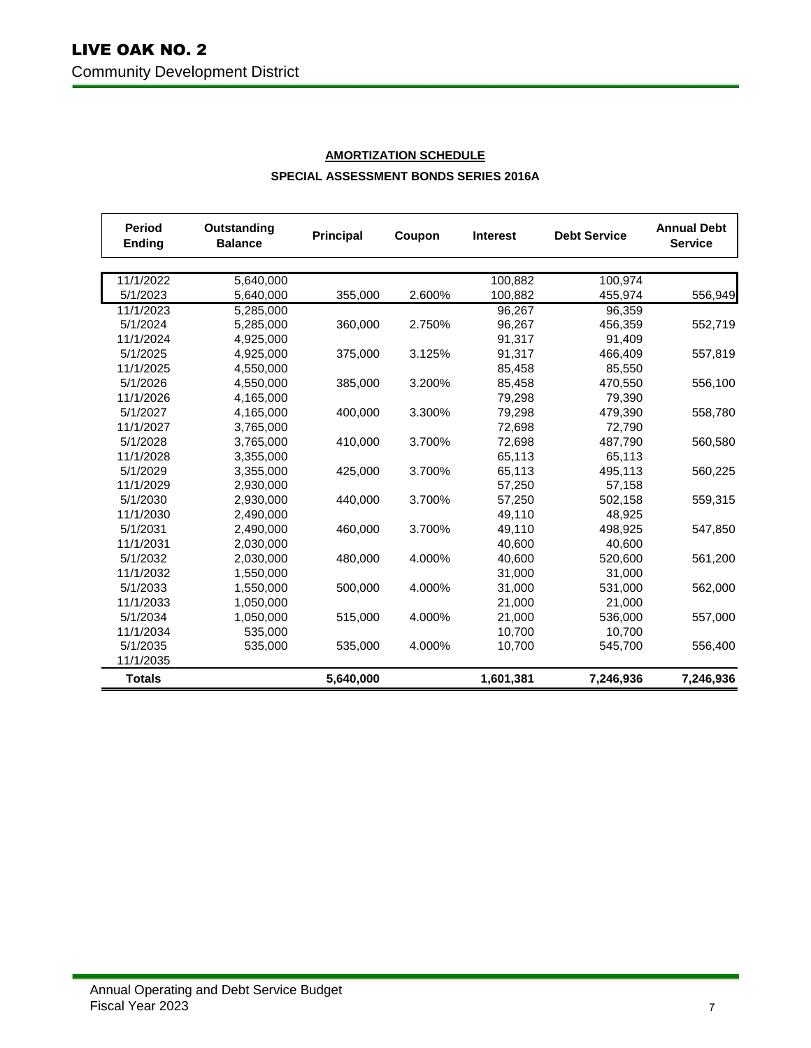# LIVE OAK NO. 2
Community Development District

## AMORTIZATION SCHEDULE

### SPECIAL ASSESSMENT BONDS SERIES 2016A

| Period Ending | Outstanding Balance | Principal | Coupon | Interest | Debt Service | Annual Debt Service |
|---|---|---|---|---|---|---|
| 11/1/2022 | 5,640,000 | | | 100,882 | 100,974 | |
| 5/1/2023 | 5,640,000 | 355,000 | 2.600% | 100,882 | 455,974 | 556,949 |
| 11/1/2023 | 5,285,000 | | | 96,267 | 96,359 | |
| 5/1/2024 | 5,285,000 | 360,000 | 2.750% | 96,267 | 456,359 | 552,719 |
| 11/1/2024 | 4,925,000 | | | 91,317 | 91,409 | |
| 5/1/2025 | 4,925,000 | 375,000 | 3.125% | 91,317 | 466,409 | 557,819 |
| 11/1/2025 | 4,550,000 | | | 85,458 | 85,550 | |
| 5/1/2026 | 4,550,000 | 385,000 | 3.200% | 85,458 | 470,550 | 556,100 |
| 11/1/2026 | 4,165,000 | | | 79,298 | 79,390 | |
| 5/1/2027 | 4,165,000 | 400,000 | 3.300% | 79,298 | 479,390 | 558,780 |
| 11/1/2027 | 3,765,000 | | | 72,698 | 72,790 | |
| 5/1/2028 | 3,765,000 | 410,000 | 3.700% | 72,698 | 487,790 | 560,580 |
| 11/1/2028 | 3,355,000 | | | 65,113 | 65,113 | |
| 5/1/2029 | 3,355,000 | 425,000 | 3.700% | 65,113 | 495,113 | 560,225 |
| 11/1/2029 | 2,930,000 | | | 57,250 | 57,158 | |
| 5/1/2030 | 2,930,000 | 440,000 | 3.700% | 57,250 | 502,158 | 559,315 |
| 11/1/2030 | 2,490,000 | | | 49,110 | 48,925 | |
| 5/1/2031 | 2,490,000 | 460,000 | 3.700% | 49,110 | 498,925 | 547,850 |
| 11/1/2031 | 2,030,000 | | | 40,600 | 40,600 | |
| 5/1/2032 | 2,030,000 | 480,000 | 4.000% | 40,600 | 520,600 | 561,200 |
| 11/1/2032 | 1,550,000 | | | 31,000 | 31,000 | |
| 5/1/2033 | 1,550,000 | 500,000 | 4.000% | 31,000 | 531,000 | 562,000 |
| 11/1/2033 | 1,050,000 | | | 21,000 | 21,000 | |
| 5/1/2034 | 1,050,000 | 515,000 | 4.000% | 21,000 | 536,000 | 557,000 |
| 11/1/2034 | 535,000 | | | 10,700 | 10,700 | |
| 5/1/2035 | 535,000 | 535,000 | 4.000% | 10,700 | 545,700 | 556,400 |
| 11/1/2035 | | | | | | |
| **Totals** | | **5,640,000** | | **1,601,381** | **7,246,936** | **7,246,936** |

Annual Operating and Debt Service Budget
Fiscal Year 2023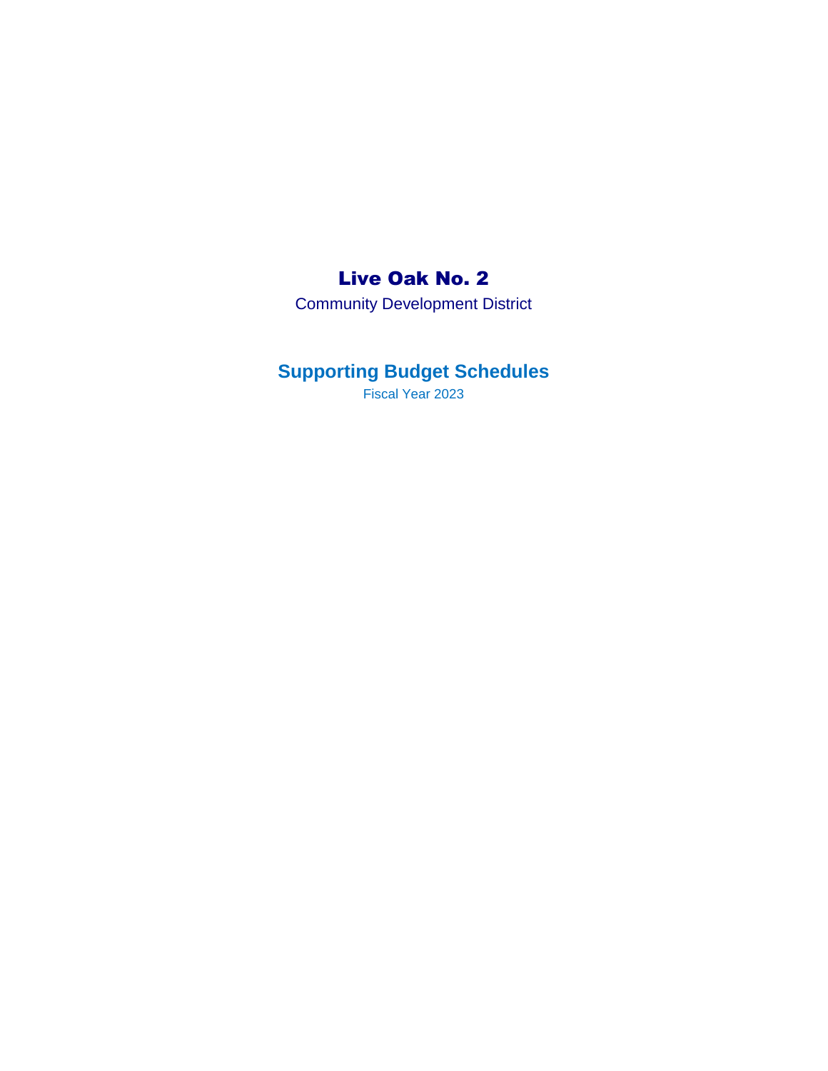# Live Oak No. 2

Community Development District

## Supporting Budget Schedules

Fiscal Year 2023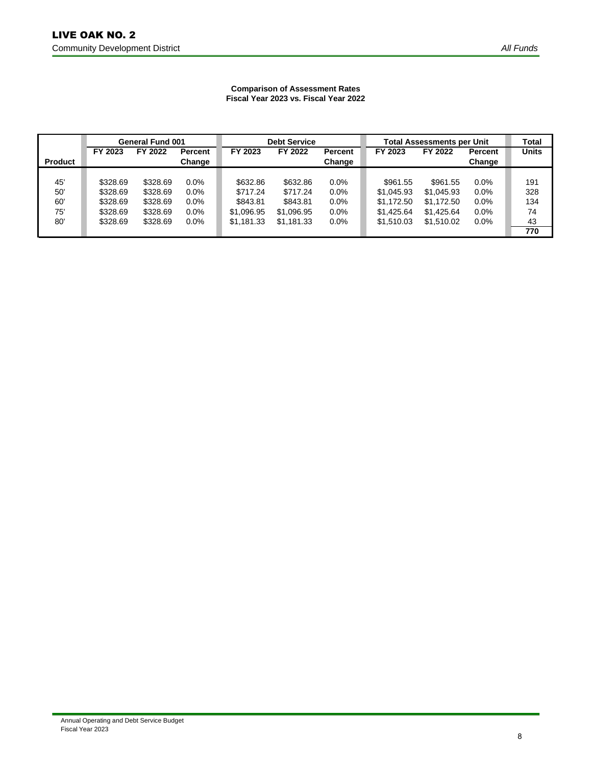# LIVE OAK NO. 2

Community Development District

*All Funds*

**Comparison of Assessment Rates**
**Fiscal Year 2023 vs. Fiscal Year 2022**

| | General Fund 001 | | | Debt Service | | | Total Assessments per Unit | | | Total |
|---|---|---|---|---|---|---|---|---|---|---|
| **Product** | **FY 2023** | **FY 2022** | **Percent Change** | **FY 2023** | **FY 2022** | **Percent Change** | **FY 2023** | **FY 2022** | **Percent Change** | **Units** |
| 45' | $328.69 | $328.69 | 0.0% | $632.86 | $632.86 | 0.0% | $961.55 | $961.55 | 0.0% | 191 |
| 50' | $328.69 | $328.69 | 0.0% | $717.24 | $717.24 | 0.0% | $1,045.93 | $1,045.93 | 0.0% | 328 |
| 60' | $328.69 | $328.69 | 0.0% | $843.81 | $843.81 | 0.0% | $1,172.50 | $1,172.50 | 0.0% | 134 |
| 75' | $328.69 | $328.69 | 0.0% | $1,096.95 | $1,096.95 | 0.0% | $1,425.64 | $1,425.64 | 0.0% | 74 |
| 80' | $328.69 | $328.69 | 0.0% | $1,181.33 | $1,181.33 | 0.0% | $1,510.03 | $1,510.02 | 0.0% | 43 |
| | | | | | | | | | | **770** |